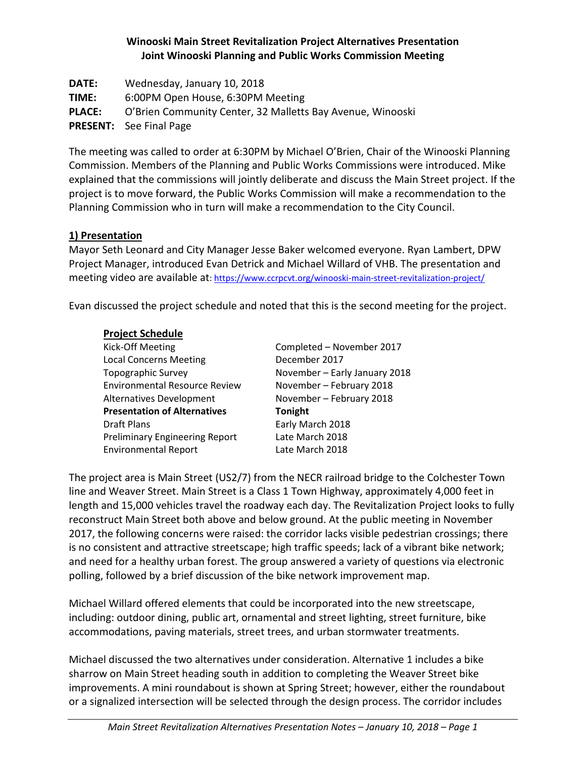**Winooski Main Street Revitalization Project Alternatives Presentation**
**Joint Winooski Planning and Public Works Commission Meeting**

**DATE:** Wednesday, January 10, 2018
**TIME:** 6:00PM Open House, 6:30PM Meeting
**PLACE:** O'Brien Community Center, 32 Malletts Bay Avenue, Winooski
**PRESENT:** See Final Page

The meeting was called to order at 6:30PM by Michael O'Brien, Chair of the Winooski Planning Commission. Members of the Planning and Public Works Commissions were introduced. Mike explained that the commissions will jointly deliberate and discuss the Main Street project. If the project is to move forward, the Public Works Commission will make a recommendation to the Planning Commission who in turn will make a recommendation to the City Council.

## 1) Presentation

Mayor Seth Leonard and City Manager Jesse Baker welcomed everyone. Ryan Lambert, DPW Project Manager, introduced Evan Detrick and Michael Willard of VHB. The presentation and meeting video are available at: https://www.ccrpcvt.org/winooski-main-street-revitalization-project/

Evan discussed the project schedule and noted that this is the second meeting for the project.

**Project Schedule**

| | |
|---|---|
| Kick-Off Meeting | Completed – November 2017 |
| Local Concerns Meeting | December 2017 |
| Topographic Survey | November – Early January 2018 |
| Environmental Resource Review | November – February 2018 |
| Alternatives Development | November – February 2018 |
| **Presentation of Alternatives** | **Tonight** |
| Draft Plans | Early March 2018 |
| Preliminary Engineering Report | Late March 2018 |
| Environmental Report | Late March 2018 |

The project area is Main Street (US2/7) from the NECR railroad bridge to the Colchester Town line and Weaver Street. Main Street is a Class 1 Town Highway, approximately 4,000 feet in length and 15,000 vehicles travel the roadway each day. The Revitalization Project looks to fully reconstruct Main Street both above and below ground. At the public meeting in November 2017, the following concerns were raised: the corridor lacks visible pedestrian crossings; there is no consistent and attractive streetscape; high traffic speeds; lack of a vibrant bike network; and need for a healthy urban forest. The group answered a variety of questions via electronic polling, followed by a brief discussion of the bike network improvement map.

Michael Willard offered elements that could be incorporated into the new streetscape, including: outdoor dining, public art, ornamental and street lighting, street furniture, bike accommodations, paving materials, street trees, and urban stormwater treatments.

Michael discussed the two alternatives under consideration. Alternative 1 includes a bike sharrow on Main Street heading south in addition to completing the Weaver Street bike improvements. A mini roundabout is shown at Spring Street; however, either the roundabout or a signalized intersection will be selected through the design process. The corridor includes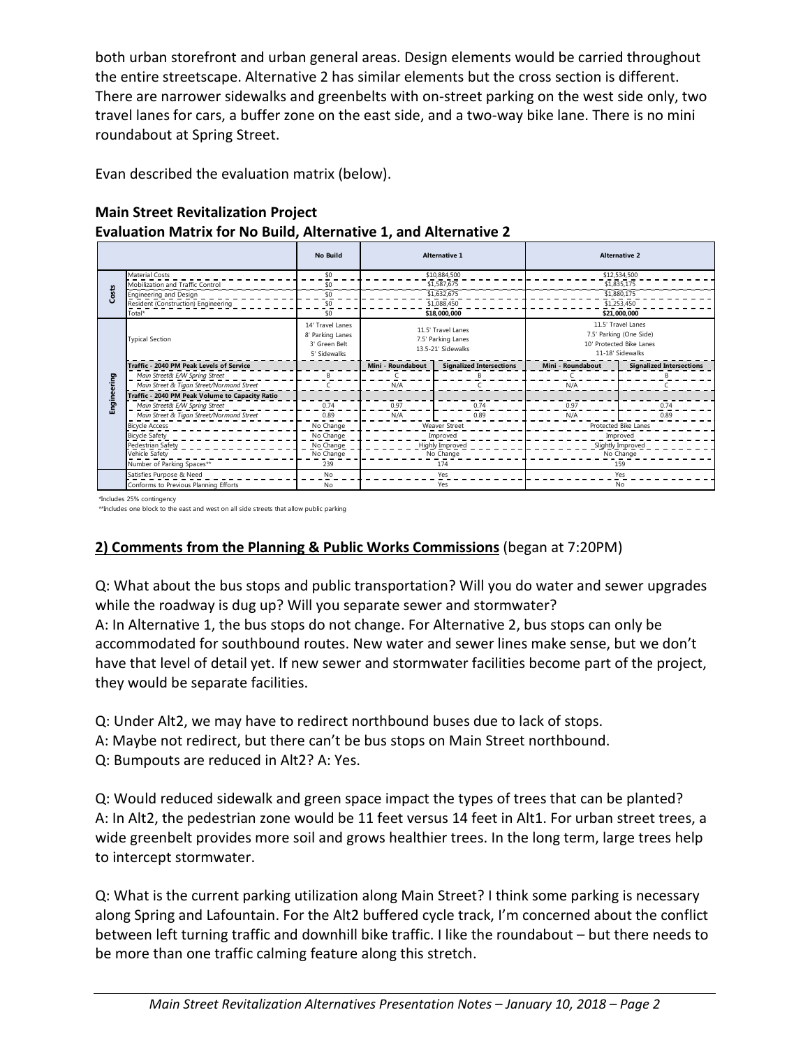both urban storefront and urban general areas. Design elements would be carried throughout the entire streetscape. Alternative 2 has similar elements but the cross section is different. There are narrower sidewalks and greenbelts with on-street parking on the west side only, two travel lanes for cars, a buffer zone on the east side, and a two-way bike lane. There is no mini roundabout at Spring Street.

Evan described the evaluation matrix (below).

**Main Street Revitalization Project**
**Evaluation Matrix for No Build, Alternative 1, and Alternative 2**

| | | No Build | Alternative 1 | | Alternative 2 | |
|---|---|---|---|---|---|---|
| Costs | Material Costs | $0 | $10,884,500 | | $12,534,500 | |
| | Mobilization and Traffic Control | $0 | $1,587,675 | | $1,835,175 | |
| | Engineering and Design | $0 | $1,632,675 | | $1,880,175 | |
| | Resident (Construction) Engineering | $0 | $1,088,450 | | $1,253,450 | |
| | Total* | $0 | $18,000,000 | | $21,000,000 | |
| Engineering | Typical Section | 14' Travel Lanes<br>8' Parking Lanes<br>3' Green Belt<br>5' Sidewalks | 11.5' Travel Lanes<br>7.5' Parking Lanes<br>13.5-21' Sidewalks | | 11.5' Travel Lanes<br>7.5' Parking (One Side)<br>10' Protected Bike Lanes<br>11-18' Sidewalks | |
| | **Traffic - 2040 PM Peak Levels of Service** | | **Mini - Roundabout** | **Signalized Intersections** | **Mini - Roundabout** | **Signalized Intersections** |
| | *Main Street& E/W Spring Street* | B | C | B | C | B |
| | *Main Street & Tigan Street/Normand Street* | C | N/A | C | N/A | C |
| | **Traffic - 2040 PM Peak Volume to Capacity Ratio** | | | | | |
| | *Main Street& E/W Spring Street* | 0.74 | 0.97 | 0.74 | 0.97 | 0.74 |
| | *Main Street & Tigan Street/Normand Street* | 0.89 | N/A | 0.89 | N/A | 0.89 |
| | Bicycle Access | No Change | Weaver Street | | Protected Bike Lanes | |
| | Bicycle Safety | No Change | Improved | | Improved | |
| | Pedestrian Safety | No Change | Highly Improved | | Slightly Improved | |
| | Vehicle Safety | No Change | No Change | | No Change | |
| | Number of Parking Spaces** | 239 | 174 | | 159 | |
| | Satisfies Purpose & Need | No | Yes | | Yes | |
| | Conforms to Previous Planning Efforts | No | Yes | | No | |

*Includes 25% contingency
**Includes one block to the east and west on all side streets that allow public parking

## 2) Comments from the Planning & Public Works Commissions (began at 7:20PM)

Q: What about the bus stops and public transportation? Will you do water and sewer upgrades while the roadway is dug up? Will you separate sewer and stormwater?
A: In Alternative 1, the bus stops do not change. For Alternative 2, bus stops can only be accommodated for southbound routes. New water and sewer lines make sense, but we don't have that level of detail yet. If new sewer and stormwater facilities become part of the project, they would be separate facilities.

Q: Under Alt2, we may have to redirect northbound buses due to lack of stops.
A: Maybe not redirect, but there can't be bus stops on Main Street northbound.
Q: Bumpouts are reduced in Alt2? A: Yes.

Q: Would reduced sidewalk and green space impact the types of trees that can be planted?
A: In Alt2, the pedestrian zone would be 11 feet versus 14 feet in Alt1. For urban street trees, a wide greenbelt provides more soil and grows healthier trees. In the long term, large trees help to intercept stormwater.

Q: What is the current parking utilization along Main Street? I think some parking is necessary along Spring and Lafountain. For the Alt2 buffered cycle track, I'm concerned about the conflict between left turning traffic and downhill bike traffic. I like the roundabout – but there needs to be more than one traffic calming feature along this stretch.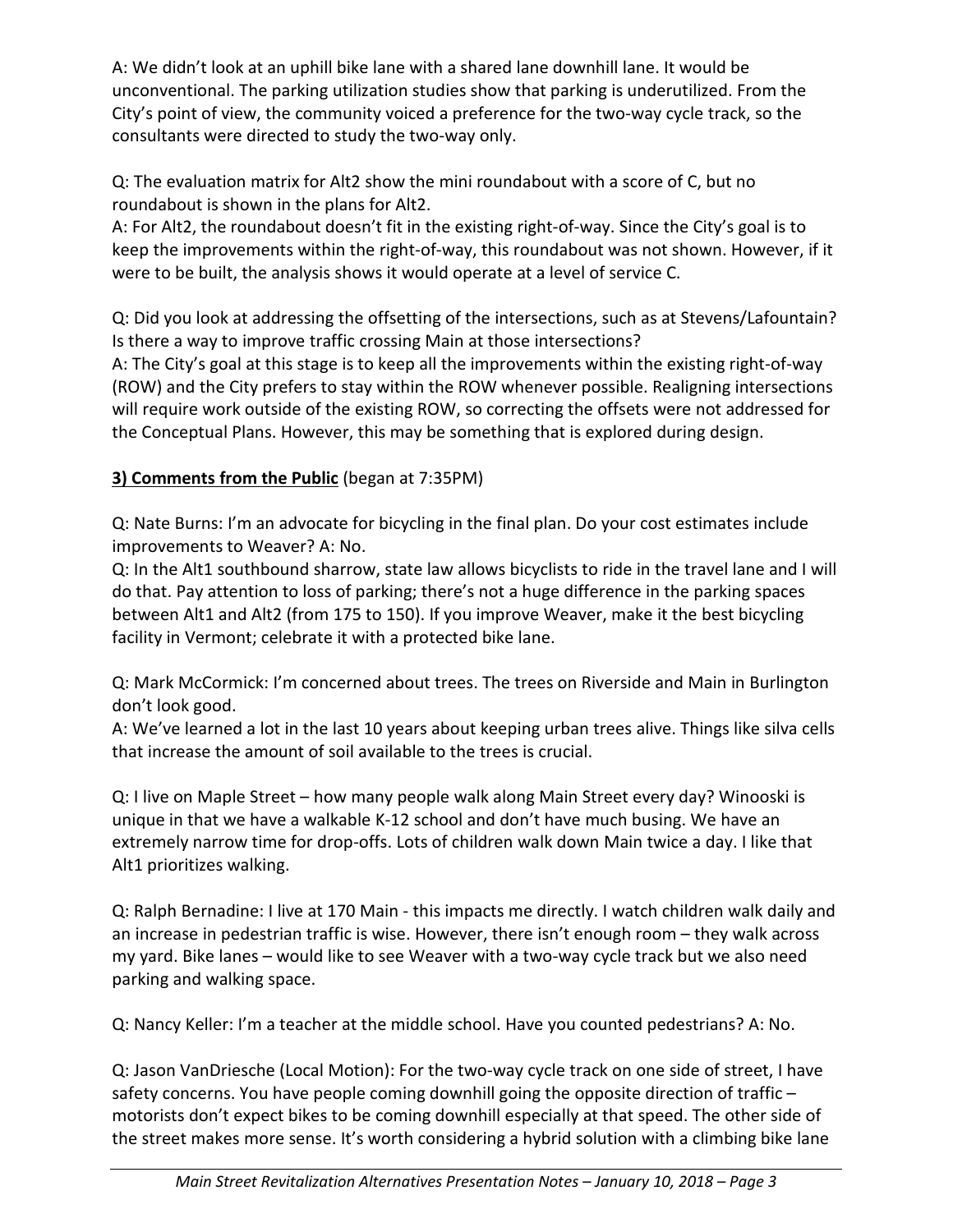A: We didn't look at an uphill bike lane with a shared lane downhill lane. It would be unconventional. The parking utilization studies show that parking is underutilized. From the City's point of view, the community voiced a preference for the two-way cycle track, so the consultants were directed to study the two-way only.

Q: The evaluation matrix for Alt2 show the mini roundabout with a score of C, but no roundabout is shown in the plans for Alt2.
A: For Alt2, the roundabout doesn't fit in the existing right-of-way. Since the City's goal is to keep the improvements within the right-of-way, this roundabout was not shown. However, if it were to be built, the analysis shows it would operate at a level of service C.

Q: Did you look at addressing the offsetting of the intersections, such as at Stevens/Lafountain? Is there a way to improve traffic crossing Main at those intersections?
A: The City's goal at this stage is to keep all the improvements within the existing right-of-way (ROW) and the City prefers to stay within the ROW whenever possible. Realigning intersections will require work outside of the existing ROW, so correcting the offsets were not addressed for the Conceptual Plans. However, this may be something that is explored during design.

**<u>3) Comments from the Public</u>** (began at 7:35PM)

Q: Nate Burns: I'm an advocate for bicycling in the final plan. Do your cost estimates include improvements to Weaver? A: No.
Q: In the Alt1 southbound sharrow, state law allows bicyclists to ride in the travel lane and I will do that. Pay attention to loss of parking; there's not a huge difference in the parking spaces between Alt1 and Alt2 (from 175 to 150). If you improve Weaver, make it the best bicycling facility in Vermont; celebrate it with a protected bike lane.

Q: Mark McCormick: I'm concerned about trees. The trees on Riverside and Main in Burlington don't look good.
A: We've learned a lot in the last 10 years about keeping urban trees alive. Things like silva cells that increase the amount of soil available to the trees is crucial.

Q: I live on Maple Street – how many people walk along Main Street every day? Winooski is unique in that we have a walkable K-12 school and don't have much busing. We have an extremely narrow time for drop-offs. Lots of children walk down Main twice a day. I like that Alt1 prioritizes walking.

Q: Ralph Bernadine: I live at 170 Main - this impacts me directly. I watch children walk daily and an increase in pedestrian traffic is wise. However, there isn't enough room – they walk across my yard. Bike lanes – would like to see Weaver with a two-way cycle track but we also need parking and walking space.

Q: Nancy Keller: I'm a teacher at the middle school. Have you counted pedestrians? A: No.

Q: Jason VanDriesche (Local Motion): For the two-way cycle track on one side of street, I have safety concerns. You have people coming downhill going the opposite direction of traffic – motorists don't expect bikes to be coming downhill especially at that speed. The other side of the street makes more sense. It's worth considering a hybrid solution with a climbing bike lane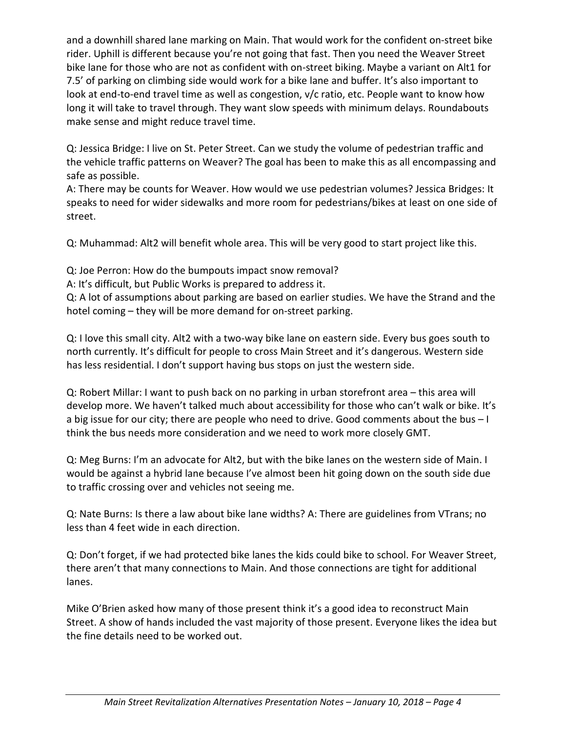and a downhill shared lane marking on Main. That would work for the confident on-street bike rider. Uphill is different because you're not going that fast. Then you need the Weaver Street bike lane for those who are not as confident with on-street biking. Maybe a variant on Alt1 for 7.5' of parking on climbing side would work for a bike lane and buffer. It's also important to look at end-to-end travel time as well as congestion, v/c ratio, etc. People want to know how long it will take to travel through. They want slow speeds with minimum delays. Roundabouts make sense and might reduce travel time.

Q: Jessica Bridge: I live on St. Peter Street. Can we study the volume of pedestrian traffic and the vehicle traffic patterns on Weaver? The goal has been to make this as all encompassing and safe as possible.
A: There may be counts for Weaver. How would we use pedestrian volumes? Jessica Bridges: It speaks to need for wider sidewalks and more room for pedestrians/bikes at least on one side of street.

Q: Muhammad: Alt2 will benefit whole area. This will be very good to start project like this.

Q: Joe Perron: How do the bumpouts impact snow removal?
A: It's difficult, but Public Works is prepared to address it.
Q: A lot of assumptions about parking are based on earlier studies. We have the Strand and the hotel coming – they will be more demand for on-street parking.

Q: I love this small city. Alt2 with a two-way bike lane on eastern side. Every bus goes south to north currently. It's difficult for people to cross Main Street and it's dangerous. Western side has less residential. I don't support having bus stops on just the western side.

Q: Robert Millar: I want to push back on no parking in urban storefront area – this area will develop more. We haven't talked much about accessibility for those who can't walk or bike. It's a big issue for our city; there are people who need to drive. Good comments about the bus – I think the bus needs more consideration and we need to work more closely GMT.

Q: Meg Burns: I'm an advocate for Alt2, but with the bike lanes on the western side of Main. I would be against a hybrid lane because I've almost been hit going down on the south side due to traffic crossing over and vehicles not seeing me.

Q: Nate Burns: Is there a law about bike lane widths? A: There are guidelines from VTrans; no less than 4 feet wide in each direction.

Q: Don't forget, if we had protected bike lanes the kids could bike to school. For Weaver Street, there aren't that many connections to Main. And those connections are tight for additional lanes.

Mike O'Brien asked how many of those present think it's a good idea to reconstruct Main Street. A show of hands included the vast majority of those present. Everyone likes the idea but the fine details need to be worked out.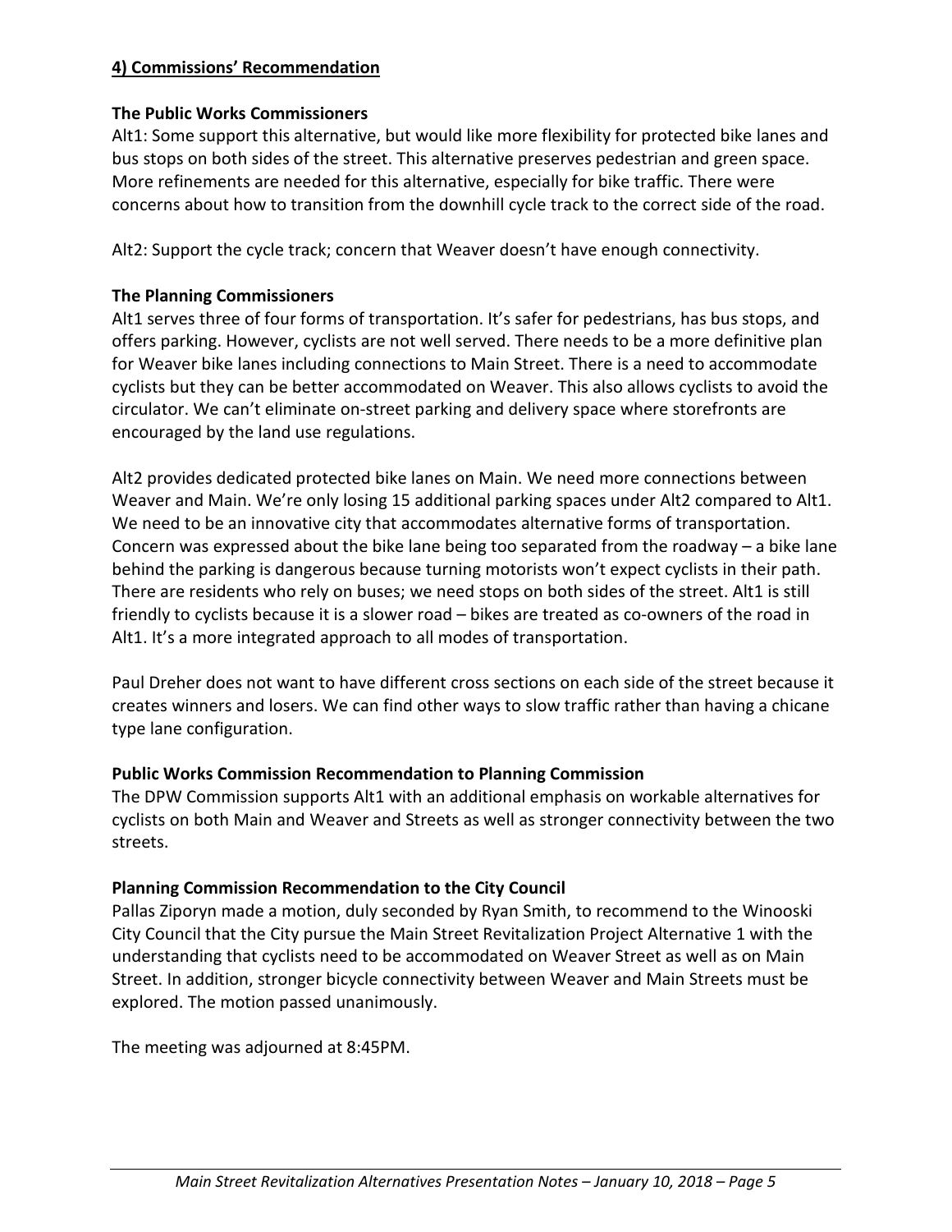## **4) Commissions' Recommendation**

### The Public Works Commissioners

Alt1: Some support this alternative, but would like more flexibility for protected bike lanes and bus stops on both sides of the street. This alternative preserves pedestrian and green space. More refinements are needed for this alternative, especially for bike traffic. There were concerns about how to transition from the downhill cycle track to the correct side of the road.

Alt2: Support the cycle track; concern that Weaver doesn't have enough connectivity.

### The Planning Commissioners

Alt1 serves three of four forms of transportation. It's safer for pedestrians, has bus stops, and offers parking. However, cyclists are not well served. There needs to be a more definitive plan for Weaver bike lanes including connections to Main Street. There is a need to accommodate cyclists but they can be better accommodated on Weaver. This also allows cyclists to avoid the circulator. We can't eliminate on-street parking and delivery space where storefronts are encouraged by the land use regulations.

Alt2 provides dedicated protected bike lanes on Main. We need more connections between Weaver and Main. We're only losing 15 additional parking spaces under Alt2 compared to Alt1. We need to be an innovative city that accommodates alternative forms of transportation. Concern was expressed about the bike lane being too separated from the roadway – a bike lane behind the parking is dangerous because turning motorists won't expect cyclists in their path. There are residents who rely on buses; we need stops on both sides of the street. Alt1 is still friendly to cyclists because it is a slower road – bikes are treated as co-owners of the road in Alt1. It's a more integrated approach to all modes of transportation.

Paul Dreher does not want to have different cross sections on each side of the street because it creates winners and losers. We can find other ways to slow traffic rather than having a chicane type lane configuration.

### Public Works Commission Recommendation to Planning Commission

The DPW Commission supports Alt1 with an additional emphasis on workable alternatives for cyclists on both Main and Weaver and Streets as well as stronger connectivity between the two streets.

### Planning Commission Recommendation to the City Council

Pallas Ziporyn made a motion, duly seconded by Ryan Smith, to recommend to the Winooski City Council that the City pursue the Main Street Revitalization Project Alternative 1 with the understanding that cyclists need to be accommodated on Weaver Street as well as on Main Street. In addition, stronger bicycle connectivity between Weaver and Main Streets must be explored. The motion passed unanimously.

The meeting was adjourned at 8:45PM.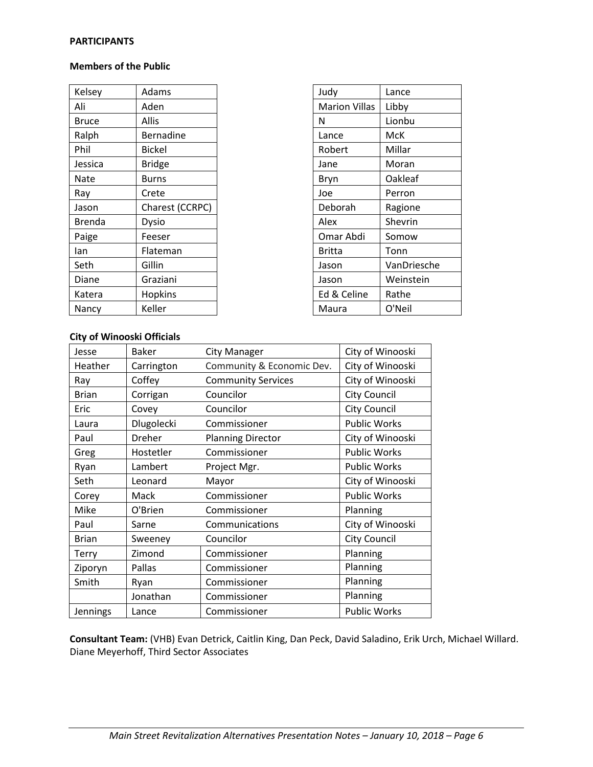**PARTICIPANTS**

**Members of the Public**

| | |
|---|---|
| Kelsey | Adams |
| Ali | Aden |
| Bruce | Allis |
| Ralph | Bernadine |
| Phil | Bickel |
| Jessica | Bridge |
| Nate | Burns |
| Ray | Crete |
| Jason | Charest (CCRPC) |
| Brenda | Dysio |
| Paige | Feeser |
| Ian | Flateman |
| Seth | Gillin |
| Diane | Graziani |
| Katera | Hopkins |
| Nancy | Keller |

| | |
|---|---|
| Judy | Lance |
| Marion Villas | Libby |
| N | Lionbu |
| Lance | McK |
| Robert | Millar |
| Jane | Moran |
| Bryn | Oakleaf |
| Joe | Perron |
| Deborah | Ragione |
| Alex | Shevrin |
| Omar Abdi | Somow |
| Britta | Tonn |
| Jason | VanDriesche |
| Jason | Weinstein |
| Ed & Celine | Rathe |
| Maura | O'Neil |

**City of Winooski Officials**

| | | | |
|---|---|---|---|
| Jesse | Baker | City Manager | City of Winooski |
| Heather | Carrington | Community & Economic Dev. | City of Winooski |
| Ray | Coffey | Community Services | City of Winooski |
| Brian | Corrigan | Councilor | City Council |
| Eric | Covey | Councilor | City Council |
| Laura | Dlugolecki | Commissioner | Public Works |
| Paul | Dreher | Planning Director | City of Winooski |
| Greg | Hostetler | Commissioner | Public Works |
| Ryan | Lambert | Project Mgr. | Public Works |
| Seth | Leonard | Mayor | City of Winooski |
| Corey | Mack | Commissioner | Public Works |
| Mike | O'Brien | Commissioner | Planning |
| Paul | Sarne | Communications | City of Winooski |
| Brian | Sweeney | Councilor | City Council |
| Terry | Zimond | Commissioner | Planning |
| Ziporyn | Pallas | Commissioner | Planning |
| Smith | Ryan | Commissioner | Planning |
| | Jonathan | Commissioner | Planning |
| Jennings | Lance | Commissioner | Public Works |

**Consultant Team:** (VHB) Evan Detrick, Caitlin King, Dan Peck, David Saladino, Erik Urch, Michael Willard. Diane Meyerhoff, Third Sector Associates